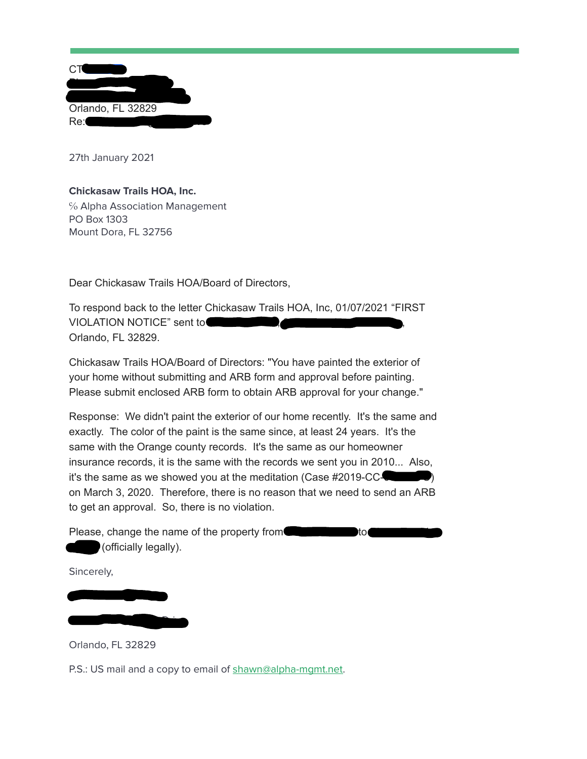CT

Orlando, FL 32829

Re:

27th January 2021

**Chickasaw Trails HOA, Inc.**
℅ Alpha Association Management
PO Box 1303
Mount Dora, FL 32756

Dear Chickasaw Trails HOA/Board of Directors,

To respond back to the letter Chickasaw Trails HOA, Inc, 01/07/2021 "FIRST VIOLATION NOTICE" sent to , , Orlando, FL 32829.

Chickasaw Trails HOA/Board of Directors: "You have painted the exterior of your home without submitting and ARB form and approval before painting. Please submit enclosed ARB form to obtain ARB approval for your change."

Response: We didn't paint the exterior of our home recently. It's the same and exactly. The color of the paint is the same since, at least 24 years. It's the same with the Orange county records. It's the same as our homeowner insurance records, it is the same with the records we sent you in 2010... Also, it's the same as we showed you at the meditation (Case #2019-CC- ) on March 3, 2020. Therefore, there is no reason that we need to send an ARB to get an approval. So, there is no violation.

Please, change the name of the property from to (officially legally).

Sincerely,

Orlando, FL 32829

P.S.: US mail and a copy to email of shawn@alpha-mgmt.net.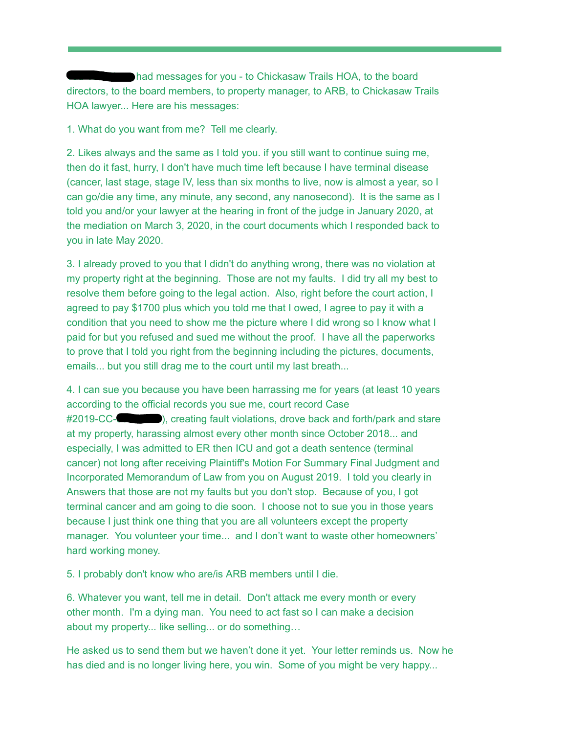[REDACTED] had messages for you - to Chickasaw Trails HOA, to the board directors, to the board members, to property manager, to ARB, to Chickasaw Trails HOA lawyer... Here are his messages:

1. What do you want from me? Tell me clearly.

2. Likes always and the same as I told you. if you still want to continue suing me, then do it fast, hurry, I don't have much time left because I have terminal disease (cancer, last stage, stage IV, less than six months to live, now is almost a year, so I can go/die any time, any minute, any second, any nanosecond). It is the same as I told you and/or your lawyer at the hearing in front of the judge in January 2020, at the mediation on March 3, 2020, in the court documents which I responded back to you in late May 2020.

3. I already proved to you that I didn't do anything wrong, there was no violation at my property right at the beginning. Those are not my faults. I did try all my best to resolve them before going to the legal action. Also, right before the court action, I agreed to pay $1700 plus which you told me that I owed, I agree to pay it with a condition that you need to show me the picture where I did wrong so I know what I paid for but you refused and sued me without the proof. I have all the paperworks to prove that I told you right from the beginning including the pictures, documents, emails... but you still drag me to the court until my last breath...

4. I can sue you because you have been harrassing me for years (at least 10 years according to the official records you sue me, court record Case #2019-CC-[REDACTED]), creating fault violations, drove back and forth/park and stare at my property, harassing almost every other month since October 2018... and especially, I was admitted to ER then ICU and got a death sentence (terminal cancer) not long after receiving Plaintiff's Motion For Summary Final Judgment and Incorporated Memorandum of Law from you on August 2019. I told you clearly in Answers that those are not my faults but you don't stop. Because of you, I got terminal cancer and am going to die soon. I choose not to sue you in those years because I just think one thing that you are all volunteers except the property manager. You volunteer your time... and I don't want to waste other homeowners' hard working money.

5. I probably don't know who are/is ARB members until I die.

6. Whatever you want, tell me in detail. Don't attack me every month or every other month. I'm a dying man. You need to act fast so I can make a decision about my property... like selling... or do something…

He asked us to send them but we haven't done it yet. Your letter reminds us. Now he has died and is no longer living here, you win. Some of you might be very happy...